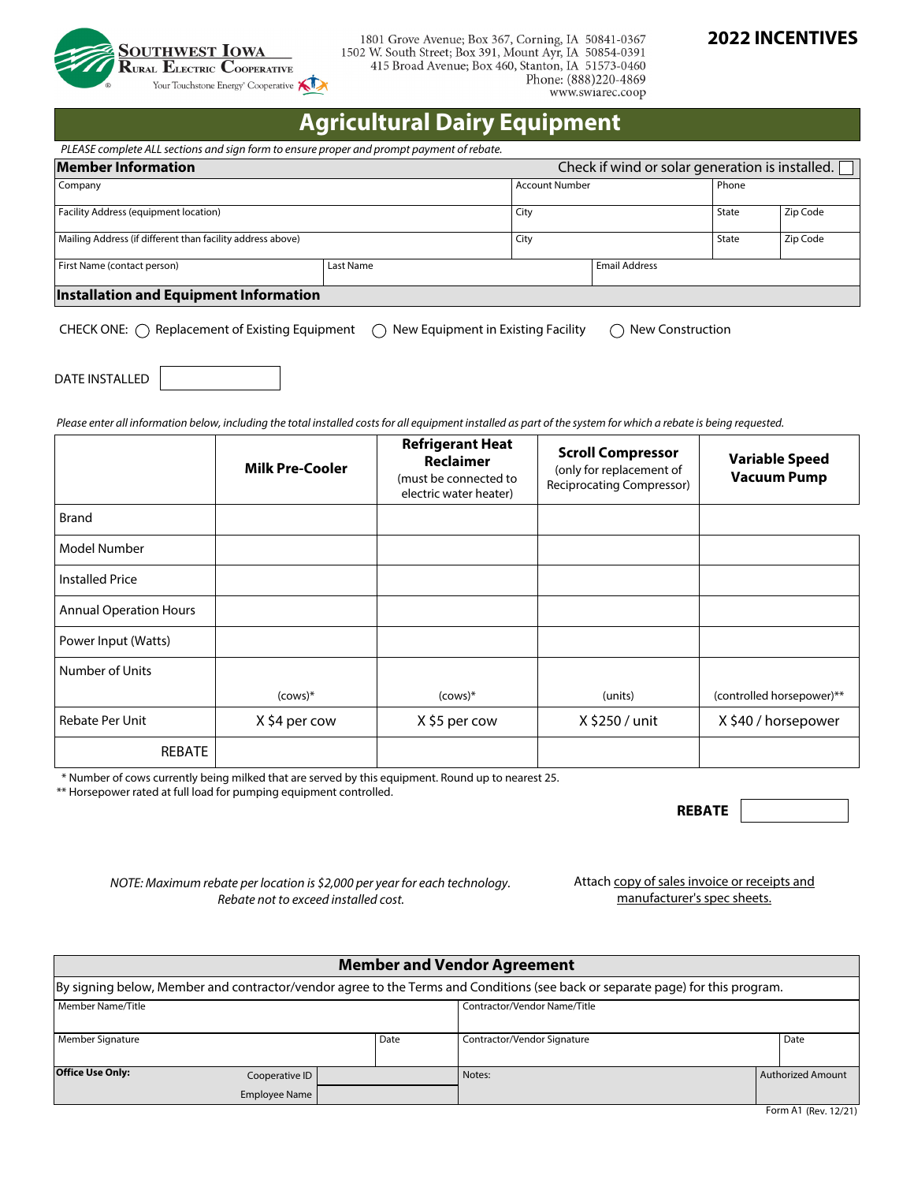**SOUTHWEST IOWA RURAL ELECTRIC COOPERATIVE**
Your Touchstone Energy® Cooperative

1801 Grove Avenue; Box 367, Corning, IA 50841-0367
1502 W. South Street; Box 391, Mount Ayr, IA 50854-0391
415 Broad Avenue; Box 460, Stanton, IA 51573-0460
Phone: (888)220-4869
www.swiarec.coop

**2022 INCENTIVES**

# Agricultural Dairy Equipment

*PLEASE complete ALL sections and sign form to ensure proper and prompt payment of rebate.*

## Member Information

Check if wind or solar generation is installed. ☐

| Company | | Account Number | Phone | |
|---|---|---|---|---|
| Facility Address (equipment location) | | City | State | Zip Code |
| Mailing Address (if different than facility address above) | | City | State | Zip Code |
| First Name (contact person) | Last Name | Email Address | | |

## Installation and Equipment Information

CHECK ONE: ◯ Replacement of Existing Equipment ◯ New Equipment in Existing Facility ◯ New Construction

DATE INSTALLED

*Please enter all information below, including the total installed costs for all equipment installed as part of the system for which a rebate is being requested.*

| | **Milk Pre-Cooler** | **Refrigerant Heat Reclaimer** (must be connected to electric water heater) | **Scroll Compressor** (only for replacement of Reciprocating Compressor) | **Variable Speed Vacuum Pump** |
|---|---|---|---|---|
| Brand | | | | |
| Model Number | | | | |
| Installed Price | | | | |
| Annual Operation Hours | | | | |
| Power Input (Watts) | | | | |
| Number of Units | (cows)* | (cows)* | (units) | (controlled horsepower)** |
| Rebate Per Unit | X $4 per cow | X $5 per cow | X $250 / unit | X $40 / horsepower |
| REBATE | | | | |

\* Number of cows currently being milked that are served by this equipment. Round up to nearest 25.
\** Horsepower rated at full load for pumping equipment controlled.

**REBATE**

*NOTE: Maximum rebate per location is $2,000 per year for each technology. Rebate not to exceed installed cost.*

Attach copy of sales invoice or receipts and manufacturer's spec sheets.

## Member and Vendor Agreement

By signing below, Member and contractor/vendor agree to the Terms and Conditions (see back or separate page) for this program.

| Member Name/Title | | Contractor/Vendor Name/Title | |
|---|---|---|---|
| Member Signature | Date | Contractor/Vendor Signature | Date |
| **Office Use Only:** Cooperative ID / Employee Name | | Notes: | Authorized Amount |

Form A1 (Rev. 12/21)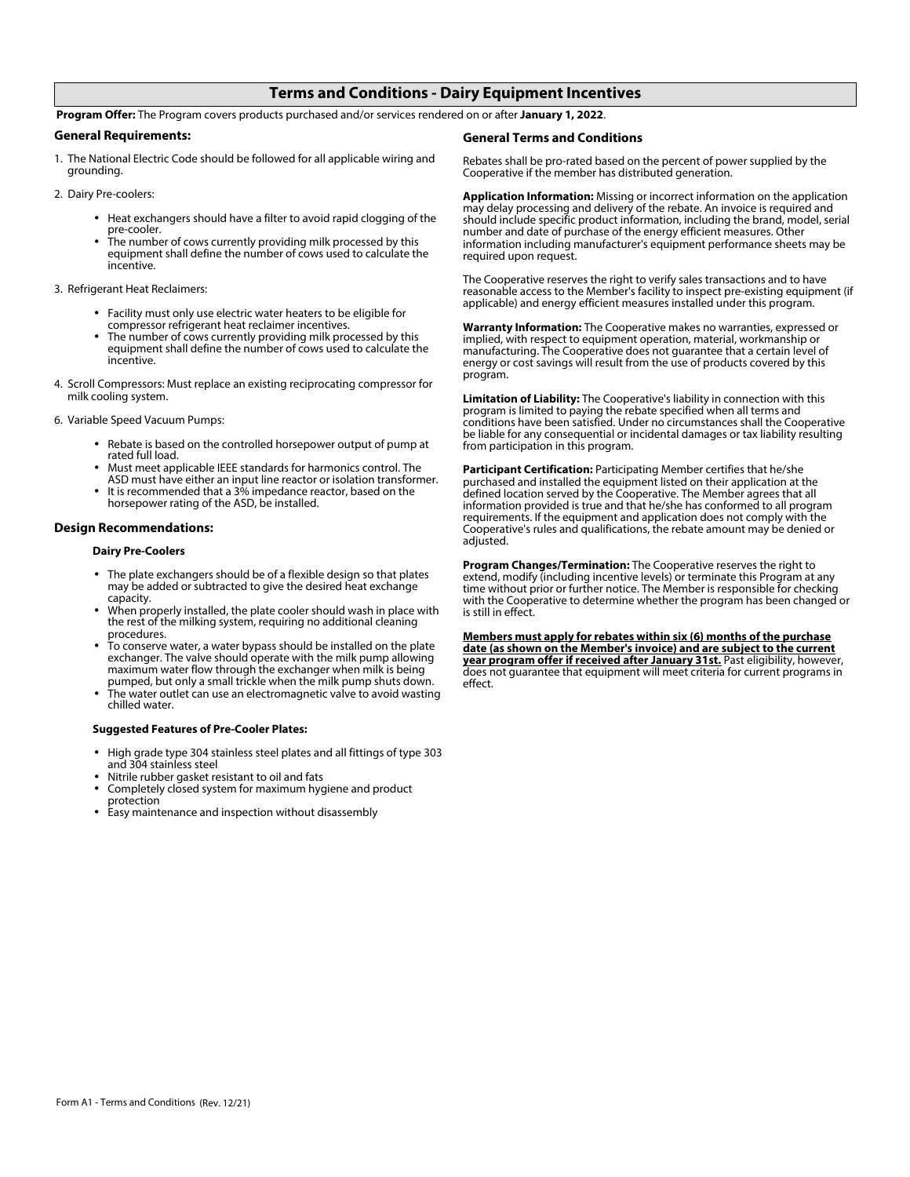## Terms and Conditions - Dairy Equipment Incentives

**Program Offer:** The Program covers products purchased and/or services rendered on or after **January 1, 2022**.

### General Requirements:

1. The National Electric Code should be followed for all applicable wiring and grounding.
2. Dairy Pre-coolers:
   - Heat exchangers should have a filter to avoid rapid clogging of the pre-cooler.
   - The number of cows currently providing milk processed by this equipment shall define the number of cows used to calculate the incentive.
3. Refrigerant Heat Reclaimers:
   - Facility must only use electric water heaters to be eligible for compressor refrigerant heat reclaimer incentives.
   - The number of cows currently providing milk processed by this equipment shall define the number of cows used to calculate the incentive.
4. Scroll Compressors: Must replace an existing reciprocating compressor for milk cooling system.

6. Variable Speed Vacuum Pumps:
   - Rebate is based on the controlled horsepower output of pump at rated full load.
   - Must meet applicable IEEE standards for harmonics control. The ASD must have either an input line reactor or isolation transformer.
   - It is recommended that a 3% impedance reactor, based on the horsepower rating of the ASD, be installed.

### Design Recommendations:

#### Dairy Pre-Coolers

- The plate exchangers should be of a flexible design so that plates may be added or subtracted to give the desired heat exchange capacity.
- When properly installed, the plate cooler should wash in place with the rest of the milking system, requiring no additional cleaning procedures.
- To conserve water, a water bypass should be installed on the plate exchanger. The valve should operate with the milk pump allowing maximum water flow through the exchanger when milk is being pumped, but only a small trickle when the milk pump shuts down.
- The water outlet can use an electromagnetic valve to avoid wasting chilled water.

#### Suggested Features of Pre-Cooler Plates:

- High grade type 304 stainless steel plates and all fittings of type 303 and 304 stainless steel
- Nitrile rubber gasket resistant to oil and fats
- Completely closed system for maximum hygiene and product protection
- Easy maintenance and inspection without disassembly

### General Terms and Conditions

Rebates shall be pro-rated based on the percent of power supplied by the Cooperative if the member has distributed generation.

**Application Information:** Missing or incorrect information on the application may delay processing and delivery of the rebate. An invoice is required and should include specific product information, including the brand, model, serial number and date of purchase of the energy efficient measures. Other information including manufacturer's equipment performance sheets may be required upon request.

The Cooperative reserves the right to verify sales transactions and to have reasonable access to the Member's facility to inspect pre-existing equipment (if applicable) and energy efficient measures installed under this program.

**Warranty Information:** The Cooperative makes no warranties, expressed or implied, with respect to equipment operation, material, workmanship or manufacturing. The Cooperative does not guarantee that a certain level of energy or cost savings will result from the use of products covered by this program.

**Limitation of Liability:** The Cooperative's liability in connection with this program is limited to paying the rebate specified when all terms and conditions have been satisfied. Under no circumstances shall the Cooperative be liable for any consequential or incidental damages or tax liability resulting from participation in this program.

**Participant Certification:** Participating Member certifies that he/she purchased and installed the equipment listed on their application at the defined location served by the Cooperative. The Member agrees that all information provided is true and that he/she has conformed to all program requirements. If the equipment and application does not comply with the Cooperative's rules and qualifications, the rebate amount may be denied or adjusted.

**Program Changes/Termination:** The Cooperative reserves the right to extend, modify (including incentive levels) or terminate this Program at any time without prior or further notice. The Member is responsible for checking with the Cooperative to determine whether the program has been changed or is still in effect.

**Members must apply for rebates within six (6) months of the purchase date (as shown on the Member's invoice) and are subject to the current year program offer if received after January 31st.** Past eligibility, however, does not guarantee that equipment will meet criteria for current programs in effect.

Form A1 - Terms and Conditions (Rev. 12/21)